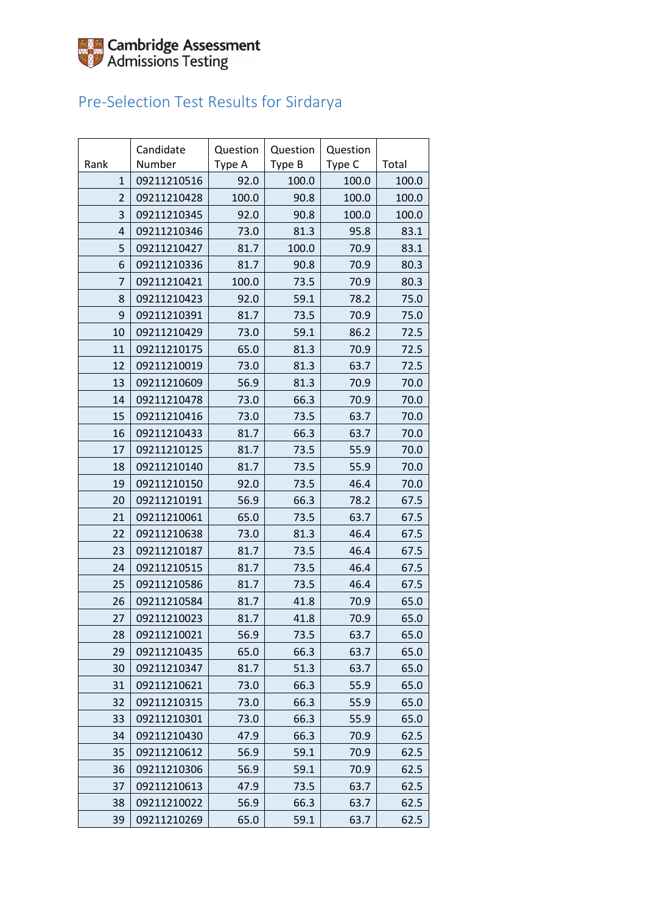Cambridge Assessment Admissions Testing

## Pre-Selection Test Results for Sirdarya

| Rank | Candidate Number | Question Type A | Question Type B | Question Type C | Total |
|---|---|---|---|---|---|
| 1 | 09211210516 | 92.0 | 100.0 | 100.0 | 100.0 |
| 2 | 09211210428 | 100.0 | 90.8 | 100.0 | 100.0 |
| 3 | 09211210345 | 92.0 | 90.8 | 100.0 | 100.0 |
| 4 | 09211210346 | 73.0 | 81.3 | 95.8 | 83.1 |
| 5 | 09211210427 | 81.7 | 100.0 | 70.9 | 83.1 |
| 6 | 09211210336 | 81.7 | 90.8 | 70.9 | 80.3 |
| 7 | 09211210421 | 100.0 | 73.5 | 70.9 | 80.3 |
| 8 | 09211210423 | 92.0 | 59.1 | 78.2 | 75.0 |
| 9 | 09211210391 | 81.7 | 73.5 | 70.9 | 75.0 |
| 10 | 09211210429 | 73.0 | 59.1 | 86.2 | 72.5 |
| 11 | 09211210175 | 65.0 | 81.3 | 70.9 | 72.5 |
| 12 | 09211210019 | 73.0 | 81.3 | 63.7 | 72.5 |
| 13 | 09211210609 | 56.9 | 81.3 | 70.9 | 70.0 |
| 14 | 09211210478 | 73.0 | 66.3 | 70.9 | 70.0 |
| 15 | 09211210416 | 73.0 | 73.5 | 63.7 | 70.0 |
| 16 | 09211210433 | 81.7 | 66.3 | 63.7 | 70.0 |
| 17 | 09211210125 | 81.7 | 73.5 | 55.9 | 70.0 |
| 18 | 09211210140 | 81.7 | 73.5 | 55.9 | 70.0 |
| 19 | 09211210150 | 92.0 | 73.5 | 46.4 | 70.0 |
| 20 | 09211210191 | 56.9 | 66.3 | 78.2 | 67.5 |
| 21 | 09211210061 | 65.0 | 73.5 | 63.7 | 67.5 |
| 22 | 09211210638 | 73.0 | 81.3 | 46.4 | 67.5 |
| 23 | 09211210187 | 81.7 | 73.5 | 46.4 | 67.5 |
| 24 | 09211210515 | 81.7 | 73.5 | 46.4 | 67.5 |
| 25 | 09211210586 | 81.7 | 73.5 | 46.4 | 67.5 |
| 26 | 09211210584 | 81.7 | 41.8 | 70.9 | 65.0 |
| 27 | 09211210023 | 81.7 | 41.8 | 70.9 | 65.0 |
| 28 | 09211210021 | 56.9 | 73.5 | 63.7 | 65.0 |
| 29 | 09211210435 | 65.0 | 66.3 | 63.7 | 65.0 |
| 30 | 09211210347 | 81.7 | 51.3 | 63.7 | 65.0 |
| 31 | 09211210621 | 73.0 | 66.3 | 55.9 | 65.0 |
| 32 | 09211210315 | 73.0 | 66.3 | 55.9 | 65.0 |
| 33 | 09211210301 | 73.0 | 66.3 | 55.9 | 65.0 |
| 34 | 09211210430 | 47.9 | 66.3 | 70.9 | 62.5 |
| 35 | 09211210612 | 56.9 | 59.1 | 70.9 | 62.5 |
| 36 | 09211210306 | 56.9 | 59.1 | 70.9 | 62.5 |
| 37 | 09211210613 | 47.9 | 73.5 | 63.7 | 62.5 |
| 38 | 09211210022 | 56.9 | 66.3 | 63.7 | 62.5 |
| 39 | 09211210269 | 65.0 | 59.1 | 63.7 | 62.5 |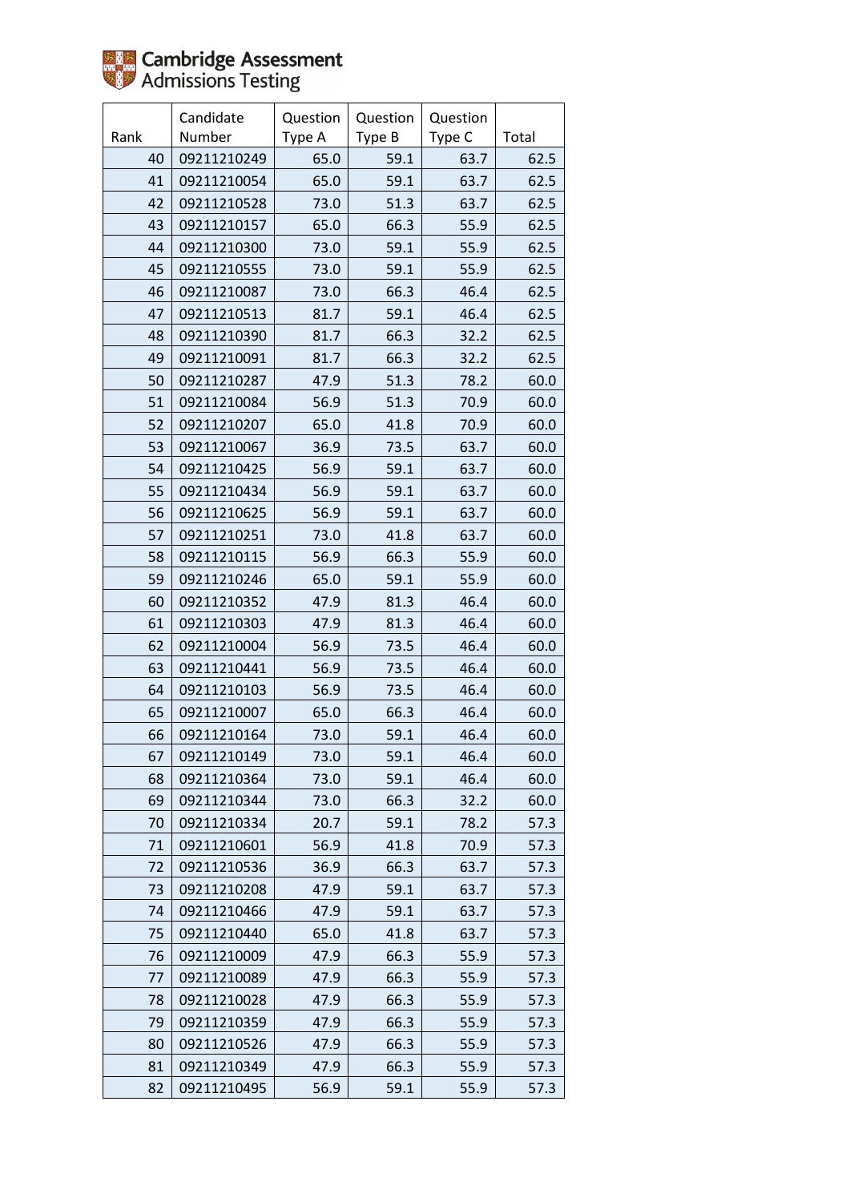| Rank | Candidate Number | Question Type A | Question Type B | Question Type C | Total |
|---|---|---|---|---|---|
| 40 | 09211210249 | 65.0 | 59.1 | 63.7 | 62.5 |
| 41 | 09211210054 | 65.0 | 59.1 | 63.7 | 62.5 |
| 42 | 09211210528 | 73.0 | 51.3 | 63.7 | 62.5 |
| 43 | 09211210157 | 65.0 | 66.3 | 55.9 | 62.5 |
| 44 | 09211210300 | 73.0 | 59.1 | 55.9 | 62.5 |
| 45 | 09211210555 | 73.0 | 59.1 | 55.9 | 62.5 |
| 46 | 09211210087 | 73.0 | 66.3 | 46.4 | 62.5 |
| 47 | 09211210513 | 81.7 | 59.1 | 46.4 | 62.5 |
| 48 | 09211210390 | 81.7 | 66.3 | 32.2 | 62.5 |
| 49 | 09211210091 | 81.7 | 66.3 | 32.2 | 62.5 |
| 50 | 09211210287 | 47.9 | 51.3 | 78.2 | 60.0 |
| 51 | 09211210084 | 56.9 | 51.3 | 70.9 | 60.0 |
| 52 | 09211210207 | 65.0 | 41.8 | 70.9 | 60.0 |
| 53 | 09211210067 | 36.9 | 73.5 | 63.7 | 60.0 |
| 54 | 09211210425 | 56.9 | 59.1 | 63.7 | 60.0 |
| 55 | 09211210434 | 56.9 | 59.1 | 63.7 | 60.0 |
| 56 | 09211210625 | 56.9 | 59.1 | 63.7 | 60.0 |
| 57 | 09211210251 | 73.0 | 41.8 | 63.7 | 60.0 |
| 58 | 09211210115 | 56.9 | 66.3 | 55.9 | 60.0 |
| 59 | 09211210246 | 65.0 | 59.1 | 55.9 | 60.0 |
| 60 | 09211210352 | 47.9 | 81.3 | 46.4 | 60.0 |
| 61 | 09211210303 | 47.9 | 81.3 | 46.4 | 60.0 |
| 62 | 09211210004 | 56.9 | 73.5 | 46.4 | 60.0 |
| 63 | 09211210441 | 56.9 | 73.5 | 46.4 | 60.0 |
| 64 | 09211210103 | 56.9 | 73.5 | 46.4 | 60.0 |
| 65 | 09211210007 | 65.0 | 66.3 | 46.4 | 60.0 |
| 66 | 09211210164 | 73.0 | 59.1 | 46.4 | 60.0 |
| 67 | 09211210149 | 73.0 | 59.1 | 46.4 | 60.0 |
| 68 | 09211210364 | 73.0 | 59.1 | 46.4 | 60.0 |
| 69 | 09211210344 | 73.0 | 66.3 | 32.2 | 60.0 |
| 70 | 09211210334 | 20.7 | 59.1 | 78.2 | 57.3 |
| 71 | 09211210601 | 56.9 | 41.8 | 70.9 | 57.3 |
| 72 | 09211210536 | 36.9 | 66.3 | 63.7 | 57.3 |
| 73 | 09211210208 | 47.9 | 59.1 | 63.7 | 57.3 |
| 74 | 09211210466 | 47.9 | 59.1 | 63.7 | 57.3 |
| 75 | 09211210440 | 65.0 | 41.8 | 63.7 | 57.3 |
| 76 | 09211210009 | 47.9 | 66.3 | 55.9 | 57.3 |
| 77 | 09211210089 | 47.9 | 66.3 | 55.9 | 57.3 |
| 78 | 09211210028 | 47.9 | 66.3 | 55.9 | 57.3 |
| 79 | 09211210359 | 47.9 | 66.3 | 55.9 | 57.3 |
| 80 | 09211210526 | 47.9 | 66.3 | 55.9 | 57.3 |
| 81 | 09211210349 | 47.9 | 66.3 | 55.9 | 57.3 |
| 82 | 09211210495 | 56.9 | 59.1 | 55.9 | 57.3 |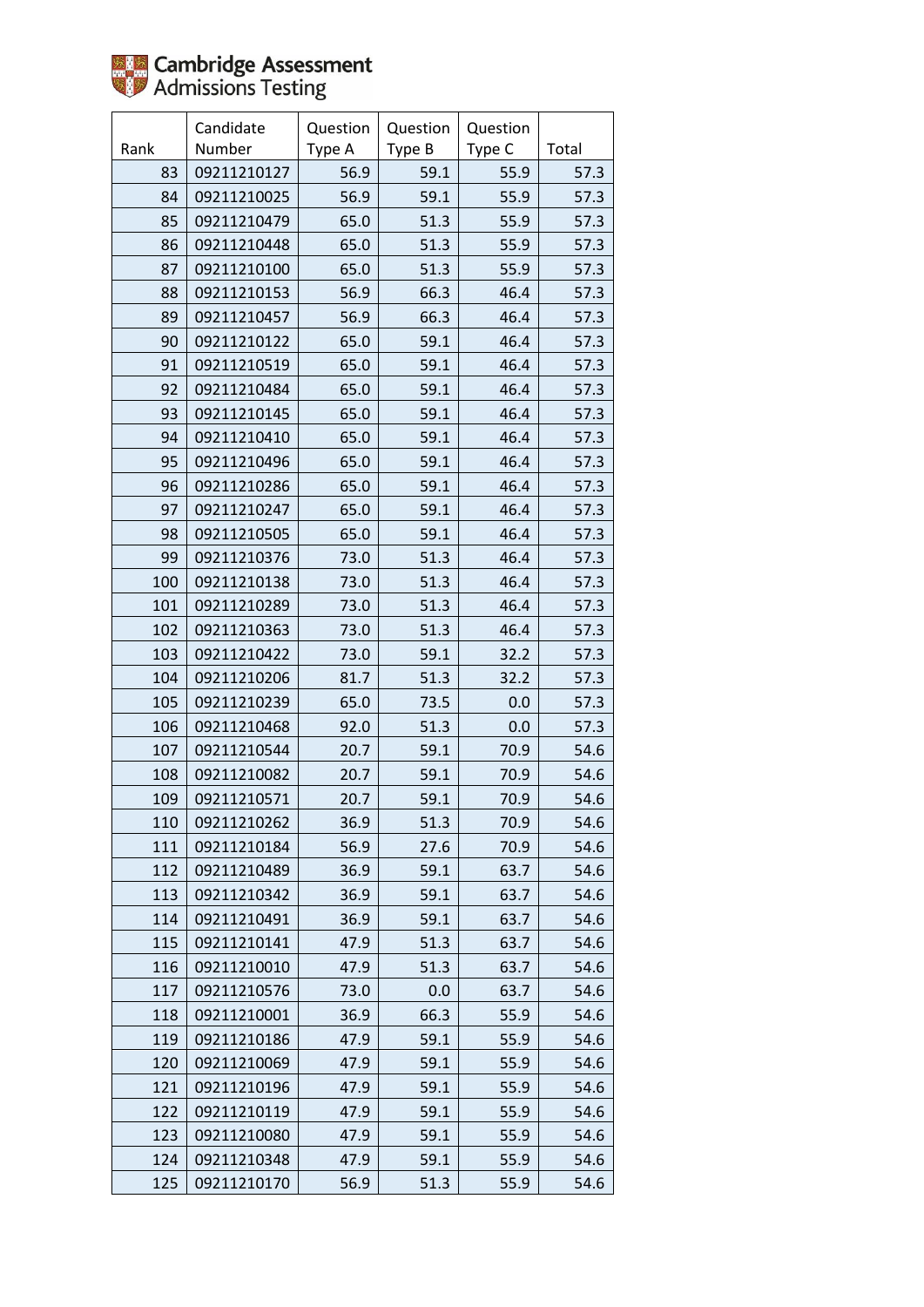| Rank | Candidate Number | Question Type A | Question Type B | Question Type C | Total |
|---|---|---|---|---|---|
| 83 | 09211210127 | 56.9 | 59.1 | 55.9 | 57.3 |
| 84 | 09211210025 | 56.9 | 59.1 | 55.9 | 57.3 |
| 85 | 09211210479 | 65.0 | 51.3 | 55.9 | 57.3 |
| 86 | 09211210448 | 65.0 | 51.3 | 55.9 | 57.3 |
| 87 | 09211210100 | 65.0 | 51.3 | 55.9 | 57.3 |
| 88 | 09211210153 | 56.9 | 66.3 | 46.4 | 57.3 |
| 89 | 09211210457 | 56.9 | 66.3 | 46.4 | 57.3 |
| 90 | 09211210122 | 65.0 | 59.1 | 46.4 | 57.3 |
| 91 | 09211210519 | 65.0 | 59.1 | 46.4 | 57.3 |
| 92 | 09211210484 | 65.0 | 59.1 | 46.4 | 57.3 |
| 93 | 09211210145 | 65.0 | 59.1 | 46.4 | 57.3 |
| 94 | 09211210410 | 65.0 | 59.1 | 46.4 | 57.3 |
| 95 | 09211210496 | 65.0 | 59.1 | 46.4 | 57.3 |
| 96 | 09211210286 | 65.0 | 59.1 | 46.4 | 57.3 |
| 97 | 09211210247 | 65.0 | 59.1 | 46.4 | 57.3 |
| 98 | 09211210505 | 65.0 | 59.1 | 46.4 | 57.3 |
| 99 | 09211210376 | 73.0 | 51.3 | 46.4 | 57.3 |
| 100 | 09211210138 | 73.0 | 51.3 | 46.4 | 57.3 |
| 101 | 09211210289 | 73.0 | 51.3 | 46.4 | 57.3 |
| 102 | 09211210363 | 73.0 | 51.3 | 46.4 | 57.3 |
| 103 | 09211210422 | 73.0 | 59.1 | 32.2 | 57.3 |
| 104 | 09211210206 | 81.7 | 51.3 | 32.2 | 57.3 |
| 105 | 09211210239 | 65.0 | 73.5 | 0.0 | 57.3 |
| 106 | 09211210468 | 92.0 | 51.3 | 0.0 | 57.3 |
| 107 | 09211210544 | 20.7 | 59.1 | 70.9 | 54.6 |
| 108 | 09211210082 | 20.7 | 59.1 | 70.9 | 54.6 |
| 109 | 09211210571 | 20.7 | 59.1 | 70.9 | 54.6 |
| 110 | 09211210262 | 36.9 | 51.3 | 70.9 | 54.6 |
| 111 | 09211210184 | 56.9 | 27.6 | 70.9 | 54.6 |
| 112 | 09211210489 | 36.9 | 59.1 | 63.7 | 54.6 |
| 113 | 09211210342 | 36.9 | 59.1 | 63.7 | 54.6 |
| 114 | 09211210491 | 36.9 | 59.1 | 63.7 | 54.6 |
| 115 | 09211210141 | 47.9 | 51.3 | 63.7 | 54.6 |
| 116 | 09211210010 | 47.9 | 51.3 | 63.7 | 54.6 |
| 117 | 09211210576 | 73.0 | 0.0 | 63.7 | 54.6 |
| 118 | 09211210001 | 36.9 | 66.3 | 55.9 | 54.6 |
| 119 | 09211210186 | 47.9 | 59.1 | 55.9 | 54.6 |
| 120 | 09211210069 | 47.9 | 59.1 | 55.9 | 54.6 |
| 121 | 09211210196 | 47.9 | 59.1 | 55.9 | 54.6 |
| 122 | 09211210119 | 47.9 | 59.1 | 55.9 | 54.6 |
| 123 | 09211210080 | 47.9 | 59.1 | 55.9 | 54.6 |
| 124 | 09211210348 | 47.9 | 59.1 | 55.9 | 54.6 |
| 125 | 09211210170 | 56.9 | 51.3 | 55.9 | 54.6 |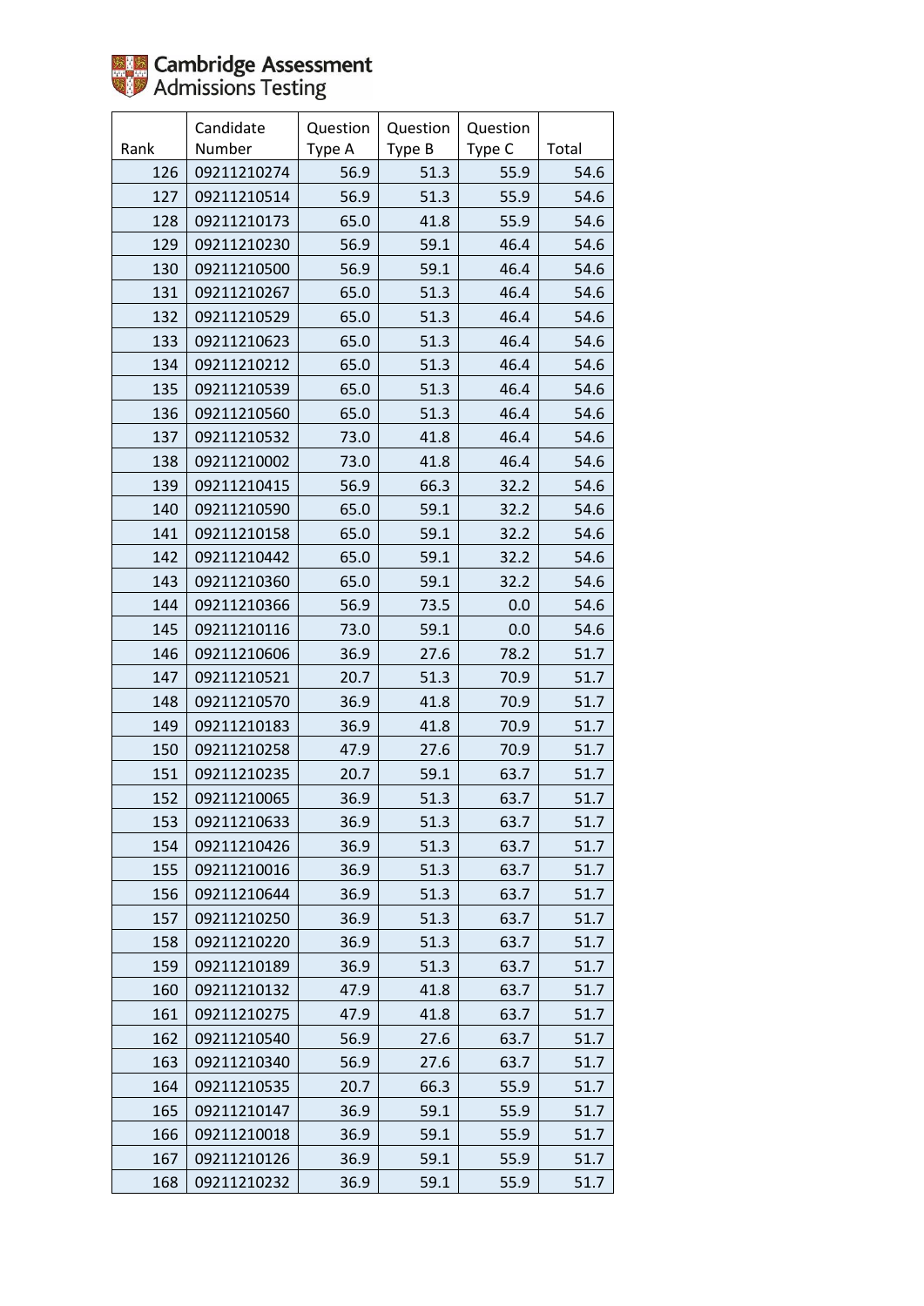Cambridge Assessment Admissions Testing

| Rank | Candidate Number | Question Type A | Question Type B | Question Type C | Total |
|---|---|---|---|---|---|
| 126 | 09211210274 | 56.9 | 51.3 | 55.9 | 54.6 |
| 127 | 09211210514 | 56.9 | 51.3 | 55.9 | 54.6 |
| 128 | 09211210173 | 65.0 | 41.8 | 55.9 | 54.6 |
| 129 | 09211210230 | 56.9 | 59.1 | 46.4 | 54.6 |
| 130 | 09211210500 | 56.9 | 59.1 | 46.4 | 54.6 |
| 131 | 09211210267 | 65.0 | 51.3 | 46.4 | 54.6 |
| 132 | 09211210529 | 65.0 | 51.3 | 46.4 | 54.6 |
| 133 | 09211210623 | 65.0 | 51.3 | 46.4 | 54.6 |
| 134 | 09211210212 | 65.0 | 51.3 | 46.4 | 54.6 |
| 135 | 09211210539 | 65.0 | 51.3 | 46.4 | 54.6 |
| 136 | 09211210560 | 65.0 | 51.3 | 46.4 | 54.6 |
| 137 | 09211210532 | 73.0 | 41.8 | 46.4 | 54.6 |
| 138 | 09211210002 | 73.0 | 41.8 | 46.4 | 54.6 |
| 139 | 09211210415 | 56.9 | 66.3 | 32.2 | 54.6 |
| 140 | 09211210590 | 65.0 | 59.1 | 32.2 | 54.6 |
| 141 | 09211210158 | 65.0 | 59.1 | 32.2 | 54.6 |
| 142 | 09211210442 | 65.0 | 59.1 | 32.2 | 54.6 |
| 143 | 09211210360 | 65.0 | 59.1 | 32.2 | 54.6 |
| 144 | 09211210366 | 56.9 | 73.5 | 0.0 | 54.6 |
| 145 | 09211210116 | 73.0 | 59.1 | 0.0 | 54.6 |
| 146 | 09211210606 | 36.9 | 27.6 | 78.2 | 51.7 |
| 147 | 09211210521 | 20.7 | 51.3 | 70.9 | 51.7 |
| 148 | 09211210570 | 36.9 | 41.8 | 70.9 | 51.7 |
| 149 | 09211210183 | 36.9 | 41.8 | 70.9 | 51.7 |
| 150 | 09211210258 | 47.9 | 27.6 | 70.9 | 51.7 |
| 151 | 09211210235 | 20.7 | 59.1 | 63.7 | 51.7 |
| 152 | 09211210065 | 36.9 | 51.3 | 63.7 | 51.7 |
| 153 | 09211210633 | 36.9 | 51.3 | 63.7 | 51.7 |
| 154 | 09211210426 | 36.9 | 51.3 | 63.7 | 51.7 |
| 155 | 09211210016 | 36.9 | 51.3 | 63.7 | 51.7 |
| 156 | 09211210644 | 36.9 | 51.3 | 63.7 | 51.7 |
| 157 | 09211210250 | 36.9 | 51.3 | 63.7 | 51.7 |
| 158 | 09211210220 | 36.9 | 51.3 | 63.7 | 51.7 |
| 159 | 09211210189 | 36.9 | 51.3 | 63.7 | 51.7 |
| 160 | 09211210132 | 47.9 | 41.8 | 63.7 | 51.7 |
| 161 | 09211210275 | 47.9 | 41.8 | 63.7 | 51.7 |
| 162 | 09211210540 | 56.9 | 27.6 | 63.7 | 51.7 |
| 163 | 09211210340 | 56.9 | 27.6 | 63.7 | 51.7 |
| 164 | 09211210535 | 20.7 | 66.3 | 55.9 | 51.7 |
| 165 | 09211210147 | 36.9 | 59.1 | 55.9 | 51.7 |
| 166 | 09211210018 | 36.9 | 59.1 | 55.9 | 51.7 |
| 167 | 09211210126 | 36.9 | 59.1 | 55.9 | 51.7 |
| 168 | 09211210232 | 36.9 | 59.1 | 55.9 | 51.7 |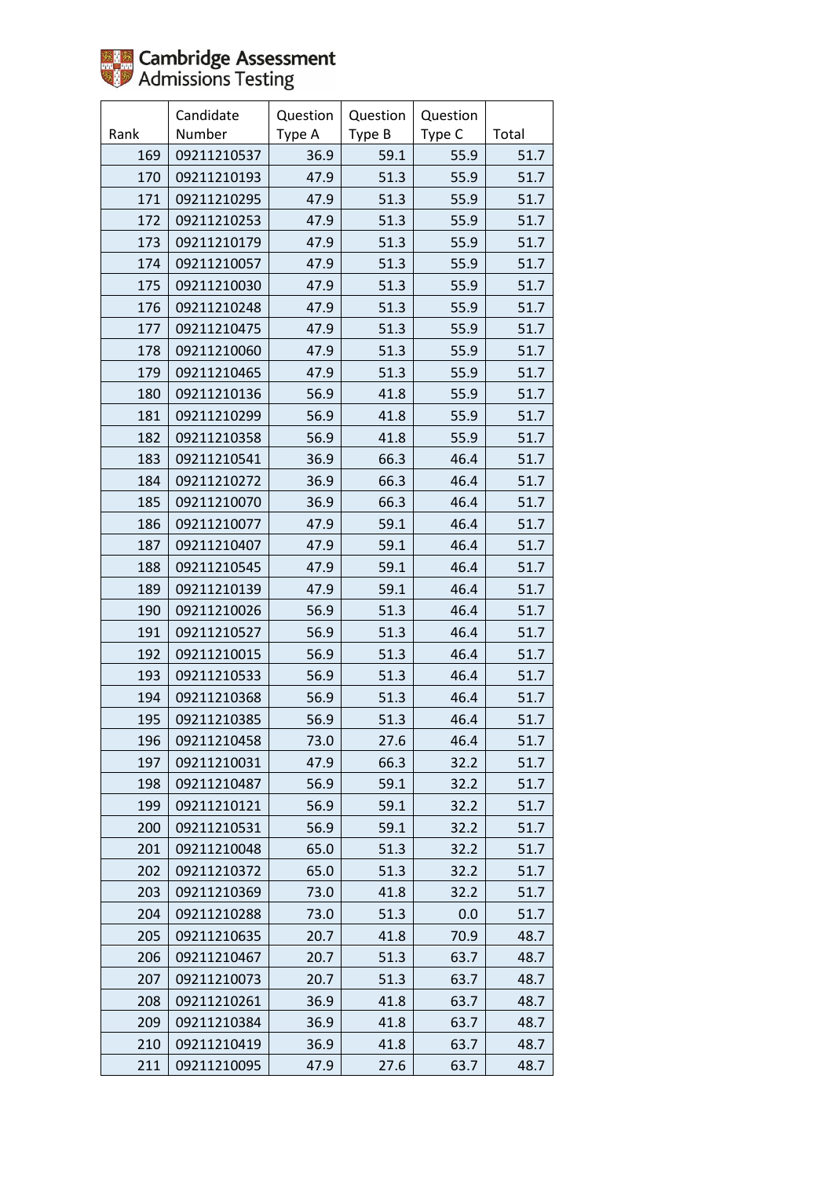Cambridge Assessment
Admissions Testing

| Rank | Candidate Number | Question Type A | Question Type B | Question Type C | Total |
|---|---|---|---|---|---|
| 169 | 09211210537 | 36.9 | 59.1 | 55.9 | 51.7 |
| 170 | 09211210193 | 47.9 | 51.3 | 55.9 | 51.7 |
| 171 | 09211210295 | 47.9 | 51.3 | 55.9 | 51.7 |
| 172 | 09211210253 | 47.9 | 51.3 | 55.9 | 51.7 |
| 173 | 09211210179 | 47.9 | 51.3 | 55.9 | 51.7 |
| 174 | 09211210057 | 47.9 | 51.3 | 55.9 | 51.7 |
| 175 | 09211210030 | 47.9 | 51.3 | 55.9 | 51.7 |
| 176 | 09211210248 | 47.9 | 51.3 | 55.9 | 51.7 |
| 177 | 09211210475 | 47.9 | 51.3 | 55.9 | 51.7 |
| 178 | 09211210060 | 47.9 | 51.3 | 55.9 | 51.7 |
| 179 | 09211210465 | 47.9 | 51.3 | 55.9 | 51.7 |
| 180 | 09211210136 | 56.9 | 41.8 | 55.9 | 51.7 |
| 181 | 09211210299 | 56.9 | 41.8 | 55.9 | 51.7 |
| 182 | 09211210358 | 56.9 | 41.8 | 55.9 | 51.7 |
| 183 | 09211210541 | 36.9 | 66.3 | 46.4 | 51.7 |
| 184 | 09211210272 | 36.9 | 66.3 | 46.4 | 51.7 |
| 185 | 09211210070 | 36.9 | 66.3 | 46.4 | 51.7 |
| 186 | 09211210077 | 47.9 | 59.1 | 46.4 | 51.7 |
| 187 | 09211210407 | 47.9 | 59.1 | 46.4 | 51.7 |
| 188 | 09211210545 | 47.9 | 59.1 | 46.4 | 51.7 |
| 189 | 09211210139 | 47.9 | 59.1 | 46.4 | 51.7 |
| 190 | 09211210026 | 56.9 | 51.3 | 46.4 | 51.7 |
| 191 | 09211210527 | 56.9 | 51.3 | 46.4 | 51.7 |
| 192 | 09211210015 | 56.9 | 51.3 | 46.4 | 51.7 |
| 193 | 09211210533 | 56.9 | 51.3 | 46.4 | 51.7 |
| 194 | 09211210368 | 56.9 | 51.3 | 46.4 | 51.7 |
| 195 | 09211210385 | 56.9 | 51.3 | 46.4 | 51.7 |
| 196 | 09211210458 | 73.0 | 27.6 | 46.4 | 51.7 |
| 197 | 09211210031 | 47.9 | 66.3 | 32.2 | 51.7 |
| 198 | 09211210487 | 56.9 | 59.1 | 32.2 | 51.7 |
| 199 | 09211210121 | 56.9 | 59.1 | 32.2 | 51.7 |
| 200 | 09211210531 | 56.9 | 59.1 | 32.2 | 51.7 |
| 201 | 09211210048 | 65.0 | 51.3 | 32.2 | 51.7 |
| 202 | 09211210372 | 65.0 | 51.3 | 32.2 | 51.7 |
| 203 | 09211210369 | 73.0 | 41.8 | 32.2 | 51.7 |
| 204 | 09211210288 | 73.0 | 51.3 | 0.0 | 51.7 |
| 205 | 09211210635 | 20.7 | 41.8 | 70.9 | 48.7 |
| 206 | 09211210467 | 20.7 | 51.3 | 63.7 | 48.7 |
| 207 | 09211210073 | 20.7 | 51.3 | 63.7 | 48.7 |
| 208 | 09211210261 | 36.9 | 41.8 | 63.7 | 48.7 |
| 209 | 09211210384 | 36.9 | 41.8 | 63.7 | 48.7 |
| 210 | 09211210419 | 36.9 | 41.8 | 63.7 | 48.7 |
| 211 | 09211210095 | 47.9 | 27.6 | 63.7 | 48.7 |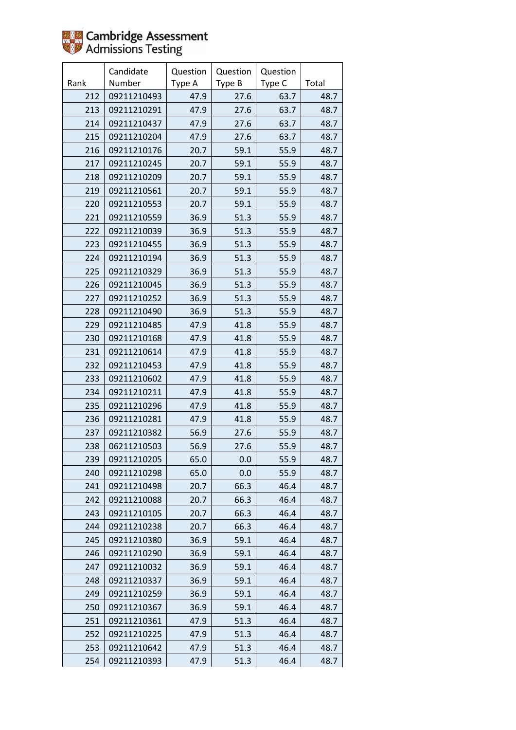| Rank | Candidate Number | Question Type A | Question Type B | Question Type C | Total |
|---|---|---|---|---|---|
| 212 | 09211210493 | 47.9 | 27.6 | 63.7 | 48.7 |
| 213 | 09211210291 | 47.9 | 27.6 | 63.7 | 48.7 |
| 214 | 09211210437 | 47.9 | 27.6 | 63.7 | 48.7 |
| 215 | 09211210204 | 47.9 | 27.6 | 63.7 | 48.7 |
| 216 | 09211210176 | 20.7 | 59.1 | 55.9 | 48.7 |
| 217 | 09211210245 | 20.7 | 59.1 | 55.9 | 48.7 |
| 218 | 09211210209 | 20.7 | 59.1 | 55.9 | 48.7 |
| 219 | 09211210561 | 20.7 | 59.1 | 55.9 | 48.7 |
| 220 | 09211210553 | 20.7 | 59.1 | 55.9 | 48.7 |
| 221 | 09211210559 | 36.9 | 51.3 | 55.9 | 48.7 |
| 222 | 09211210039 | 36.9 | 51.3 | 55.9 | 48.7 |
| 223 | 09211210455 | 36.9 | 51.3 | 55.9 | 48.7 |
| 224 | 09211210194 | 36.9 | 51.3 | 55.9 | 48.7 |
| 225 | 09211210329 | 36.9 | 51.3 | 55.9 | 48.7 |
| 226 | 09211210045 | 36.9 | 51.3 | 55.9 | 48.7 |
| 227 | 09211210252 | 36.9 | 51.3 | 55.9 | 48.7 |
| 228 | 09211210490 | 36.9 | 51.3 | 55.9 | 48.7 |
| 229 | 09211210485 | 47.9 | 41.8 | 55.9 | 48.7 |
| 230 | 09211210168 | 47.9 | 41.8 | 55.9 | 48.7 |
| 231 | 09211210614 | 47.9 | 41.8 | 55.9 | 48.7 |
| 232 | 09211210453 | 47.9 | 41.8 | 55.9 | 48.7 |
| 233 | 09211210602 | 47.9 | 41.8 | 55.9 | 48.7 |
| 234 | 09211210211 | 47.9 | 41.8 | 55.9 | 48.7 |
| 235 | 09211210296 | 47.9 | 41.8 | 55.9 | 48.7 |
| 236 | 09211210281 | 47.9 | 41.8 | 55.9 | 48.7 |
| 237 | 09211210382 | 56.9 | 27.6 | 55.9 | 48.7 |
| 238 | 06211210503 | 56.9 | 27.6 | 55.9 | 48.7 |
| 239 | 09211210205 | 65.0 | 0.0 | 55.9 | 48.7 |
| 240 | 09211210298 | 65.0 | 0.0 | 55.9 | 48.7 |
| 241 | 09211210498 | 20.7 | 66.3 | 46.4 | 48.7 |
| 242 | 09211210088 | 20.7 | 66.3 | 46.4 | 48.7 |
| 243 | 09211210105 | 20.7 | 66.3 | 46.4 | 48.7 |
| 244 | 09211210238 | 20.7 | 66.3 | 46.4 | 48.7 |
| 245 | 09211210380 | 36.9 | 59.1 | 46.4 | 48.7 |
| 246 | 09211210290 | 36.9 | 59.1 | 46.4 | 48.7 |
| 247 | 09211210032 | 36.9 | 59.1 | 46.4 | 48.7 |
| 248 | 09211210337 | 36.9 | 59.1 | 46.4 | 48.7 |
| 249 | 09211210259 | 36.9 | 59.1 | 46.4 | 48.7 |
| 250 | 09211210367 | 36.9 | 59.1 | 46.4 | 48.7 |
| 251 | 09211210361 | 47.9 | 51.3 | 46.4 | 48.7 |
| 252 | 09211210225 | 47.9 | 51.3 | 46.4 | 48.7 |
| 253 | 09211210642 | 47.9 | 51.3 | 46.4 | 48.7 |
| 254 | 09211210393 | 47.9 | 51.3 | 46.4 | 48.7 |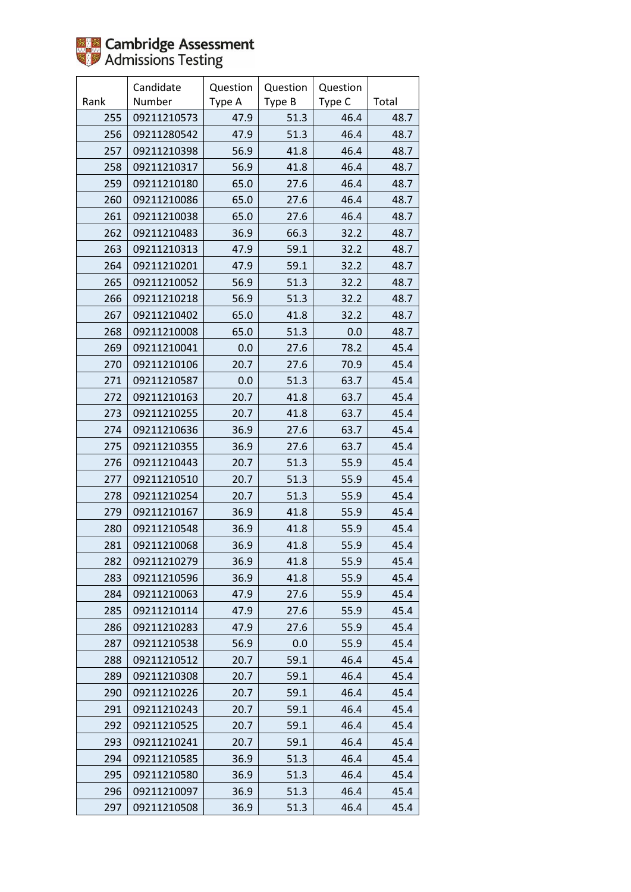| Rank | Candidate Number | Question Type A | Question Type B | Question Type C | Total |
|---|---|---|---|---|---|
| 255 | 09211210573 | 47.9 | 51.3 | 46.4 | 48.7 |
| 256 | 09211280542 | 47.9 | 51.3 | 46.4 | 48.7 |
| 257 | 09211210398 | 56.9 | 41.8 | 46.4 | 48.7 |
| 258 | 09211210317 | 56.9 | 41.8 | 46.4 | 48.7 |
| 259 | 09211210180 | 65.0 | 27.6 | 46.4 | 48.7 |
| 260 | 09211210086 | 65.0 | 27.6 | 46.4 | 48.7 |
| 261 | 09211210038 | 65.0 | 27.6 | 46.4 | 48.7 |
| 262 | 09211210483 | 36.9 | 66.3 | 32.2 | 48.7 |
| 263 | 09211210313 | 47.9 | 59.1 | 32.2 | 48.7 |
| 264 | 09211210201 | 47.9 | 59.1 | 32.2 | 48.7 |
| 265 | 09211210052 | 56.9 | 51.3 | 32.2 | 48.7 |
| 266 | 09211210218 | 56.9 | 51.3 | 32.2 | 48.7 |
| 267 | 09211210402 | 65.0 | 41.8 | 32.2 | 48.7 |
| 268 | 09211210008 | 65.0 | 51.3 | 0.0 | 48.7 |
| 269 | 09211210041 | 0.0 | 27.6 | 78.2 | 45.4 |
| 270 | 09211210106 | 20.7 | 27.6 | 70.9 | 45.4 |
| 271 | 09211210587 | 0.0 | 51.3 | 63.7 | 45.4 |
| 272 | 09211210163 | 20.7 | 41.8 | 63.7 | 45.4 |
| 273 | 09211210255 | 20.7 | 41.8 | 63.7 | 45.4 |
| 274 | 09211210636 | 36.9 | 27.6 | 63.7 | 45.4 |
| 275 | 09211210355 | 36.9 | 27.6 | 63.7 | 45.4 |
| 276 | 09211210443 | 20.7 | 51.3 | 55.9 | 45.4 |
| 277 | 09211210510 | 20.7 | 51.3 | 55.9 | 45.4 |
| 278 | 09211210254 | 20.7 | 51.3 | 55.9 | 45.4 |
| 279 | 09211210167 | 36.9 | 41.8 | 55.9 | 45.4 |
| 280 | 09211210548 | 36.9 | 41.8 | 55.9 | 45.4 |
| 281 | 09211210068 | 36.9 | 41.8 | 55.9 | 45.4 |
| 282 | 09211210279 | 36.9 | 41.8 | 55.9 | 45.4 |
| 283 | 09211210596 | 36.9 | 41.8 | 55.9 | 45.4 |
| 284 | 09211210063 | 47.9 | 27.6 | 55.9 | 45.4 |
| 285 | 09211210114 | 47.9 | 27.6 | 55.9 | 45.4 |
| 286 | 09211210283 | 47.9 | 27.6 | 55.9 | 45.4 |
| 287 | 09211210538 | 56.9 | 0.0 | 55.9 | 45.4 |
| 288 | 09211210512 | 20.7 | 59.1 | 46.4 | 45.4 |
| 289 | 09211210308 | 20.7 | 59.1 | 46.4 | 45.4 |
| 290 | 09211210226 | 20.7 | 59.1 | 46.4 | 45.4 |
| 291 | 09211210243 | 20.7 | 59.1 | 46.4 | 45.4 |
| 292 | 09211210525 | 20.7 | 59.1 | 46.4 | 45.4 |
| 293 | 09211210241 | 20.7 | 59.1 | 46.4 | 45.4 |
| 294 | 09211210585 | 36.9 | 51.3 | 46.4 | 45.4 |
| 295 | 09211210580 | 36.9 | 51.3 | 46.4 | 45.4 |
| 296 | 09211210097 | 36.9 | 51.3 | 46.4 | 45.4 |
| 297 | 09211210508 | 36.9 | 51.3 | 46.4 | 45.4 |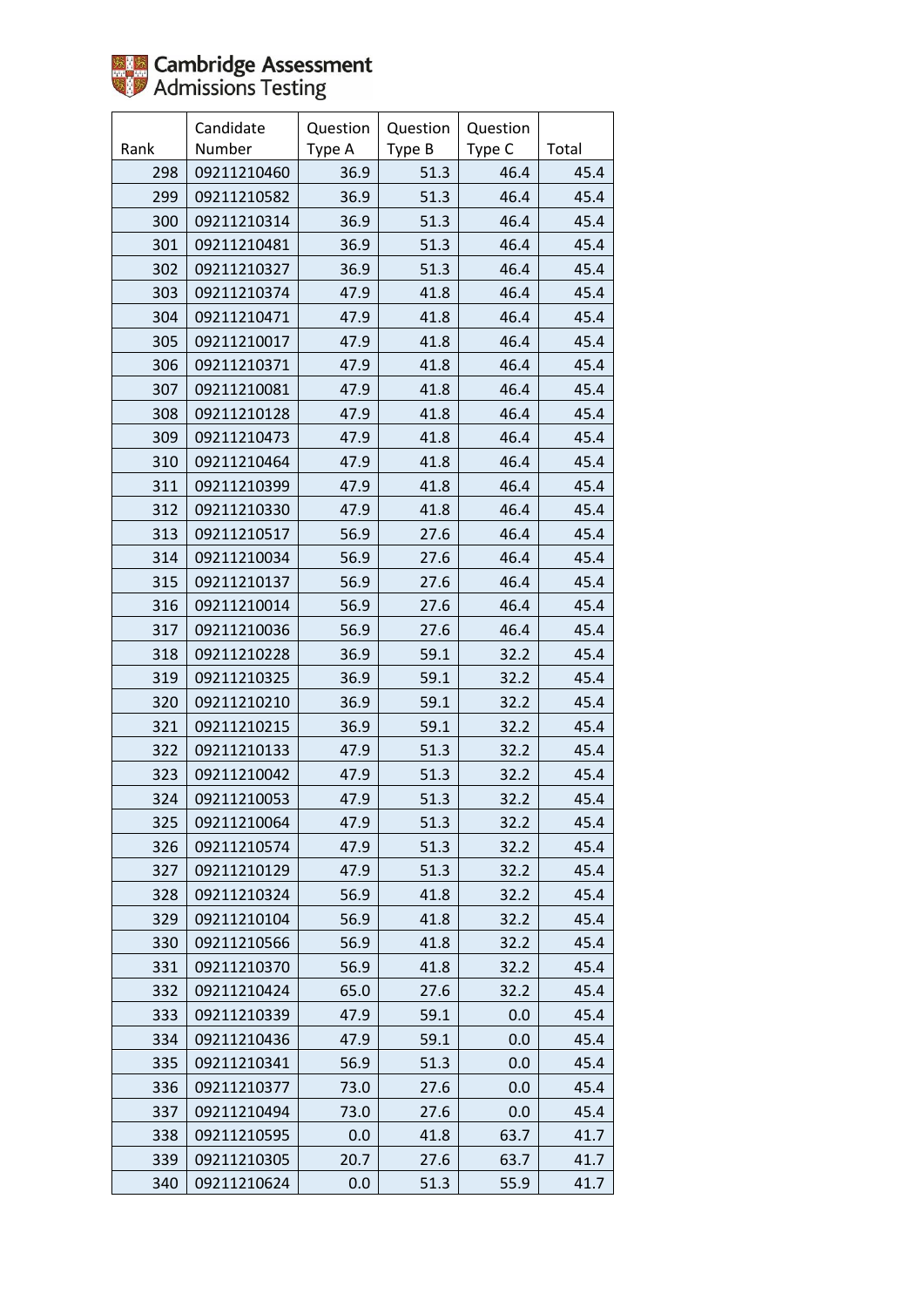Cambridge Assessment Admissions Testing

| Rank | Candidate Number | Question Type A | Question Type B | Question Type C | Total |
| --- | --- | --- | --- | --- | --- |
| 298 | 09211210460 | 36.9 | 51.3 | 46.4 | 45.4 |
| 299 | 09211210582 | 36.9 | 51.3 | 46.4 | 45.4 |
| 300 | 09211210314 | 36.9 | 51.3 | 46.4 | 45.4 |
| 301 | 09211210481 | 36.9 | 51.3 | 46.4 | 45.4 |
| 302 | 09211210327 | 36.9 | 51.3 | 46.4 | 45.4 |
| 303 | 09211210374 | 47.9 | 41.8 | 46.4 | 45.4 |
| 304 | 09211210471 | 47.9 | 41.8 | 46.4 | 45.4 |
| 305 | 09211210017 | 47.9 | 41.8 | 46.4 | 45.4 |
| 306 | 09211210371 | 47.9 | 41.8 | 46.4 | 45.4 |
| 307 | 09211210081 | 47.9 | 41.8 | 46.4 | 45.4 |
| 308 | 09211210128 | 47.9 | 41.8 | 46.4 | 45.4 |
| 309 | 09211210473 | 47.9 | 41.8 | 46.4 | 45.4 |
| 310 | 09211210464 | 47.9 | 41.8 | 46.4 | 45.4 |
| 311 | 09211210399 | 47.9 | 41.8 | 46.4 | 45.4 |
| 312 | 09211210330 | 47.9 | 41.8 | 46.4 | 45.4 |
| 313 | 09211210517 | 56.9 | 27.6 | 46.4 | 45.4 |
| 314 | 09211210034 | 56.9 | 27.6 | 46.4 | 45.4 |
| 315 | 09211210137 | 56.9 | 27.6 | 46.4 | 45.4 |
| 316 | 09211210014 | 56.9 | 27.6 | 46.4 | 45.4 |
| 317 | 09211210036 | 56.9 | 27.6 | 46.4 | 45.4 |
| 318 | 09211210228 | 36.9 | 59.1 | 32.2 | 45.4 |
| 319 | 09211210325 | 36.9 | 59.1 | 32.2 | 45.4 |
| 320 | 09211210210 | 36.9 | 59.1 | 32.2 | 45.4 |
| 321 | 09211210215 | 36.9 | 59.1 | 32.2 | 45.4 |
| 322 | 09211210133 | 47.9 | 51.3 | 32.2 | 45.4 |
| 323 | 09211210042 | 47.9 | 51.3 | 32.2 | 45.4 |
| 324 | 09211210053 | 47.9 | 51.3 | 32.2 | 45.4 |
| 325 | 09211210064 | 47.9 | 51.3 | 32.2 | 45.4 |
| 326 | 09211210574 | 47.9 | 51.3 | 32.2 | 45.4 |
| 327 | 09211210129 | 47.9 | 51.3 | 32.2 | 45.4 |
| 328 | 09211210324 | 56.9 | 41.8 | 32.2 | 45.4 |
| 329 | 09211210104 | 56.9 | 41.8 | 32.2 | 45.4 |
| 330 | 09211210566 | 56.9 | 41.8 | 32.2 | 45.4 |
| 331 | 09211210370 | 56.9 | 41.8 | 32.2 | 45.4 |
| 332 | 09211210424 | 65.0 | 27.6 | 32.2 | 45.4 |
| 333 | 09211210339 | 47.9 | 59.1 | 0.0 | 45.4 |
| 334 | 09211210436 | 47.9 | 59.1 | 0.0 | 45.4 |
| 335 | 09211210341 | 56.9 | 51.3 | 0.0 | 45.4 |
| 336 | 09211210377 | 73.0 | 27.6 | 0.0 | 45.4 |
| 337 | 09211210494 | 73.0 | 27.6 | 0.0 | 45.4 |
| 338 | 09211210595 | 0.0 | 41.8 | 63.7 | 41.7 |
| 339 | 09211210305 | 20.7 | 27.6 | 63.7 | 41.7 |
| 340 | 09211210624 | 0.0 | 51.3 | 55.9 | 41.7 |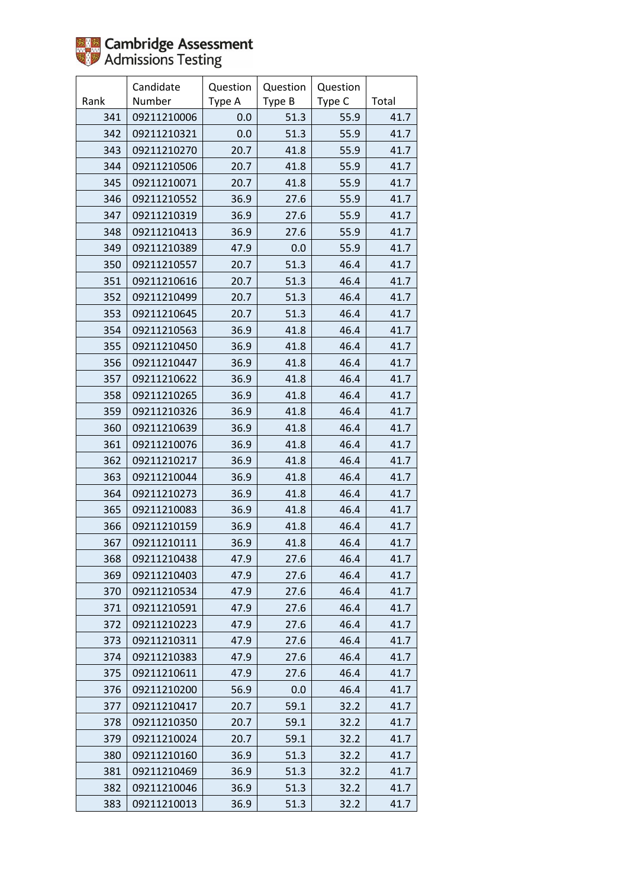| Rank | Candidate Number | Question Type A | Question Type B | Question Type C | Total |
|---|---|---|---|---|---|
| 341 | 09211210006 | 0.0 | 51.3 | 55.9 | 41.7 |
| 342 | 09211210321 | 0.0 | 51.3 | 55.9 | 41.7 |
| 343 | 09211210270 | 20.7 | 41.8 | 55.9 | 41.7 |
| 344 | 09211210506 | 20.7 | 41.8 | 55.9 | 41.7 |
| 345 | 09211210071 | 20.7 | 41.8 | 55.9 | 41.7 |
| 346 | 09211210552 | 36.9 | 27.6 | 55.9 | 41.7 |
| 347 | 09211210319 | 36.9 | 27.6 | 55.9 | 41.7 |
| 348 | 09211210413 | 36.9 | 27.6 | 55.9 | 41.7 |
| 349 | 09211210389 | 47.9 | 0.0 | 55.9 | 41.7 |
| 350 | 09211210557 | 20.7 | 51.3 | 46.4 | 41.7 |
| 351 | 09211210616 | 20.7 | 51.3 | 46.4 | 41.7 |
| 352 | 09211210499 | 20.7 | 51.3 | 46.4 | 41.7 |
| 353 | 09211210645 | 20.7 | 51.3 | 46.4 | 41.7 |
| 354 | 09211210563 | 36.9 | 41.8 | 46.4 | 41.7 |
| 355 | 09211210450 | 36.9 | 41.8 | 46.4 | 41.7 |
| 356 | 09211210447 | 36.9 | 41.8 | 46.4 | 41.7 |
| 357 | 09211210622 | 36.9 | 41.8 | 46.4 | 41.7 |
| 358 | 09211210265 | 36.9 | 41.8 | 46.4 | 41.7 |
| 359 | 09211210326 | 36.9 | 41.8 | 46.4 | 41.7 |
| 360 | 09211210639 | 36.9 | 41.8 | 46.4 | 41.7 |
| 361 | 09211210076 | 36.9 | 41.8 | 46.4 | 41.7 |
| 362 | 09211210217 | 36.9 | 41.8 | 46.4 | 41.7 |
| 363 | 09211210044 | 36.9 | 41.8 | 46.4 | 41.7 |
| 364 | 09211210273 | 36.9 | 41.8 | 46.4 | 41.7 |
| 365 | 09211210083 | 36.9 | 41.8 | 46.4 | 41.7 |
| 366 | 09211210159 | 36.9 | 41.8 | 46.4 | 41.7 |
| 367 | 09211210111 | 36.9 | 41.8 | 46.4 | 41.7 |
| 368 | 09211210438 | 47.9 | 27.6 | 46.4 | 41.7 |
| 369 | 09211210403 | 47.9 | 27.6 | 46.4 | 41.7 |
| 370 | 09211210534 | 47.9 | 27.6 | 46.4 | 41.7 |
| 371 | 09211210591 | 47.9 | 27.6 | 46.4 | 41.7 |
| 372 | 09211210223 | 47.9 | 27.6 | 46.4 | 41.7 |
| 373 | 09211210311 | 47.9 | 27.6 | 46.4 | 41.7 |
| 374 | 09211210383 | 47.9 | 27.6 | 46.4 | 41.7 |
| 375 | 09211210611 | 47.9 | 27.6 | 46.4 | 41.7 |
| 376 | 09211210200 | 56.9 | 0.0 | 46.4 | 41.7 |
| 377 | 09211210417 | 20.7 | 59.1 | 32.2 | 41.7 |
| 378 | 09211210350 | 20.7 | 59.1 | 32.2 | 41.7 |
| 379 | 09211210024 | 20.7 | 59.1 | 32.2 | 41.7 |
| 380 | 09211210160 | 36.9 | 51.3 | 32.2 | 41.7 |
| 381 | 09211210469 | 36.9 | 51.3 | 32.2 | 41.7 |
| 382 | 09211210046 | 36.9 | 51.3 | 32.2 | 41.7 |
| 383 | 09211210013 | 36.9 | 51.3 | 32.2 | 41.7 |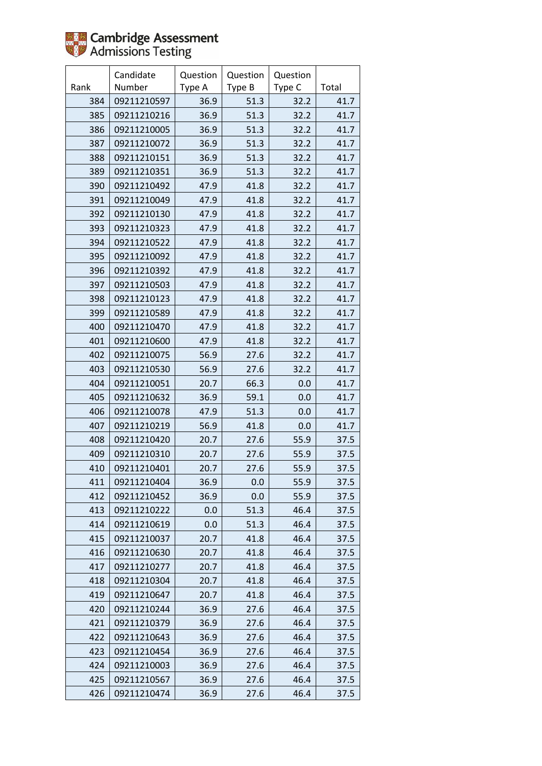| Rank | Candidate Number | Question Type A | Question Type B | Question Type C | Total |
|---|---|---|---|---|---|
| 384 | 09211210597 | 36.9 | 51.3 | 32.2 | 41.7 |
| 385 | 09211210216 | 36.9 | 51.3 | 32.2 | 41.7 |
| 386 | 09211210005 | 36.9 | 51.3 | 32.2 | 41.7 |
| 387 | 09211210072 | 36.9 | 51.3 | 32.2 | 41.7 |
| 388 | 09211210151 | 36.9 | 51.3 | 32.2 | 41.7 |
| 389 | 09211210351 | 36.9 | 51.3 | 32.2 | 41.7 |
| 390 | 09211210492 | 47.9 | 41.8 | 32.2 | 41.7 |
| 391 | 09211210049 | 47.9 | 41.8 | 32.2 | 41.7 |
| 392 | 09211210130 | 47.9 | 41.8 | 32.2 | 41.7 |
| 393 | 09211210323 | 47.9 | 41.8 | 32.2 | 41.7 |
| 394 | 09211210522 | 47.9 | 41.8 | 32.2 | 41.7 |
| 395 | 09211210092 | 47.9 | 41.8 | 32.2 | 41.7 |
| 396 | 09211210392 | 47.9 | 41.8 | 32.2 | 41.7 |
| 397 | 09211210503 | 47.9 | 41.8 | 32.2 | 41.7 |
| 398 | 09211210123 | 47.9 | 41.8 | 32.2 | 41.7 |
| 399 | 09211210589 | 47.9 | 41.8 | 32.2 | 41.7 |
| 400 | 09211210470 | 47.9 | 41.8 | 32.2 | 41.7 |
| 401 | 09211210600 | 47.9 | 41.8 | 32.2 | 41.7 |
| 402 | 09211210075 | 56.9 | 27.6 | 32.2 | 41.7 |
| 403 | 09211210530 | 56.9 | 27.6 | 32.2 | 41.7 |
| 404 | 09211210051 | 20.7 | 66.3 | 0.0 | 41.7 |
| 405 | 09211210632 | 36.9 | 59.1 | 0.0 | 41.7 |
| 406 | 09211210078 | 47.9 | 51.3 | 0.0 | 41.7 |
| 407 | 09211210219 | 56.9 | 41.8 | 0.0 | 41.7 |
| 408 | 09211210420 | 20.7 | 27.6 | 55.9 | 37.5 |
| 409 | 09211210310 | 20.7 | 27.6 | 55.9 | 37.5 |
| 410 | 09211210401 | 20.7 | 27.6 | 55.9 | 37.5 |
| 411 | 09211210404 | 36.9 | 0.0 | 55.9 | 37.5 |
| 412 | 09211210452 | 36.9 | 0.0 | 55.9 | 37.5 |
| 413 | 09211210222 | 0.0 | 51.3 | 46.4 | 37.5 |
| 414 | 09211210619 | 0.0 | 51.3 | 46.4 | 37.5 |
| 415 | 09211210037 | 20.7 | 41.8 | 46.4 | 37.5 |
| 416 | 09211210630 | 20.7 | 41.8 | 46.4 | 37.5 |
| 417 | 09211210277 | 20.7 | 41.8 | 46.4 | 37.5 |
| 418 | 09211210304 | 20.7 | 41.8 | 46.4 | 37.5 |
| 419 | 09211210647 | 20.7 | 41.8 | 46.4 | 37.5 |
| 420 | 09211210244 | 36.9 | 27.6 | 46.4 | 37.5 |
| 421 | 09211210379 | 36.9 | 27.6 | 46.4 | 37.5 |
| 422 | 09211210643 | 36.9 | 27.6 | 46.4 | 37.5 |
| 423 | 09211210454 | 36.9 | 27.6 | 46.4 | 37.5 |
| 424 | 09211210003 | 36.9 | 27.6 | 46.4 | 37.5 |
| 425 | 09211210567 | 36.9 | 27.6 | 46.4 | 37.5 |
| 426 | 09211210474 | 36.9 | 27.6 | 46.4 | 37.5 |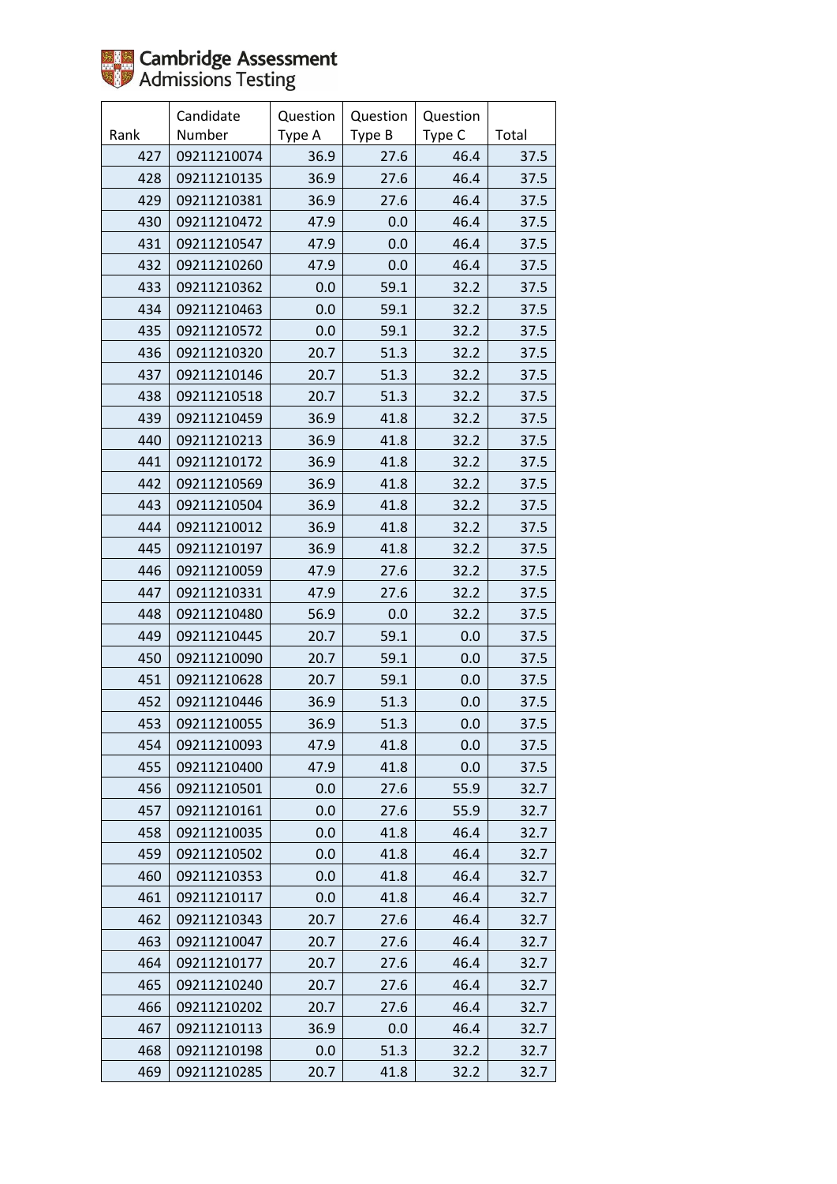Cambridge Assessment Admissions Testing

| Rank | Candidate Number | Question Type A | Question Type B | Question Type C | Total |
|---|---|---|---|---|---|
| 427 | 09211210074 | 36.9 | 27.6 | 46.4 | 37.5 |
| 428 | 09211210135 | 36.9 | 27.6 | 46.4 | 37.5 |
| 429 | 09211210381 | 36.9 | 27.6 | 46.4 | 37.5 |
| 430 | 09211210472 | 47.9 | 0.0 | 46.4 | 37.5 |
| 431 | 09211210547 | 47.9 | 0.0 | 46.4 | 37.5 |
| 432 | 09211210260 | 47.9 | 0.0 | 46.4 | 37.5 |
| 433 | 09211210362 | 0.0 | 59.1 | 32.2 | 37.5 |
| 434 | 09211210463 | 0.0 | 59.1 | 32.2 | 37.5 |
| 435 | 09211210572 | 0.0 | 59.1 | 32.2 | 37.5 |
| 436 | 09211210320 | 20.7 | 51.3 | 32.2 | 37.5 |
| 437 | 09211210146 | 20.7 | 51.3 | 32.2 | 37.5 |
| 438 | 09211210518 | 20.7 | 51.3 | 32.2 | 37.5 |
| 439 | 09211210459 | 36.9 | 41.8 | 32.2 | 37.5 |
| 440 | 09211210213 | 36.9 | 41.8 | 32.2 | 37.5 |
| 441 | 09211210172 | 36.9 | 41.8 | 32.2 | 37.5 |
| 442 | 09211210569 | 36.9 | 41.8 | 32.2 | 37.5 |
| 443 | 09211210504 | 36.9 | 41.8 | 32.2 | 37.5 |
| 444 | 09211210012 | 36.9 | 41.8 | 32.2 | 37.5 |
| 445 | 09211210197 | 36.9 | 41.8 | 32.2 | 37.5 |
| 446 | 09211210059 | 47.9 | 27.6 | 32.2 | 37.5 |
| 447 | 09211210331 | 47.9 | 27.6 | 32.2 | 37.5 |
| 448 | 09211210480 | 56.9 | 0.0 | 32.2 | 37.5 |
| 449 | 09211210445 | 20.7 | 59.1 | 0.0 | 37.5 |
| 450 | 09211210090 | 20.7 | 59.1 | 0.0 | 37.5 |
| 451 | 09211210628 | 20.7 | 59.1 | 0.0 | 37.5 |
| 452 | 09211210446 | 36.9 | 51.3 | 0.0 | 37.5 |
| 453 | 09211210055 | 36.9 | 51.3 | 0.0 | 37.5 |
| 454 | 09211210093 | 47.9 | 41.8 | 0.0 | 37.5 |
| 455 | 09211210400 | 47.9 | 41.8 | 0.0 | 37.5 |
| 456 | 09211210501 | 0.0 | 27.6 | 55.9 | 32.7 |
| 457 | 09211210161 | 0.0 | 27.6 | 55.9 | 32.7 |
| 458 | 09211210035 | 0.0 | 41.8 | 46.4 | 32.7 |
| 459 | 09211210502 | 0.0 | 41.8 | 46.4 | 32.7 |
| 460 | 09211210353 | 0.0 | 41.8 | 46.4 | 32.7 |
| 461 | 09211210117 | 0.0 | 41.8 | 46.4 | 32.7 |
| 462 | 09211210343 | 20.7 | 27.6 | 46.4 | 32.7 |
| 463 | 09211210047 | 20.7 | 27.6 | 46.4 | 32.7 |
| 464 | 09211210177 | 20.7 | 27.6 | 46.4 | 32.7 |
| 465 | 09211210240 | 20.7 | 27.6 | 46.4 | 32.7 |
| 466 | 09211210202 | 20.7 | 27.6 | 46.4 | 32.7 |
| 467 | 09211210113 | 36.9 | 0.0 | 46.4 | 32.7 |
| 468 | 09211210198 | 0.0 | 51.3 | 32.2 | 32.7 |
| 469 | 09211210285 | 20.7 | 41.8 | 32.2 | 32.7 |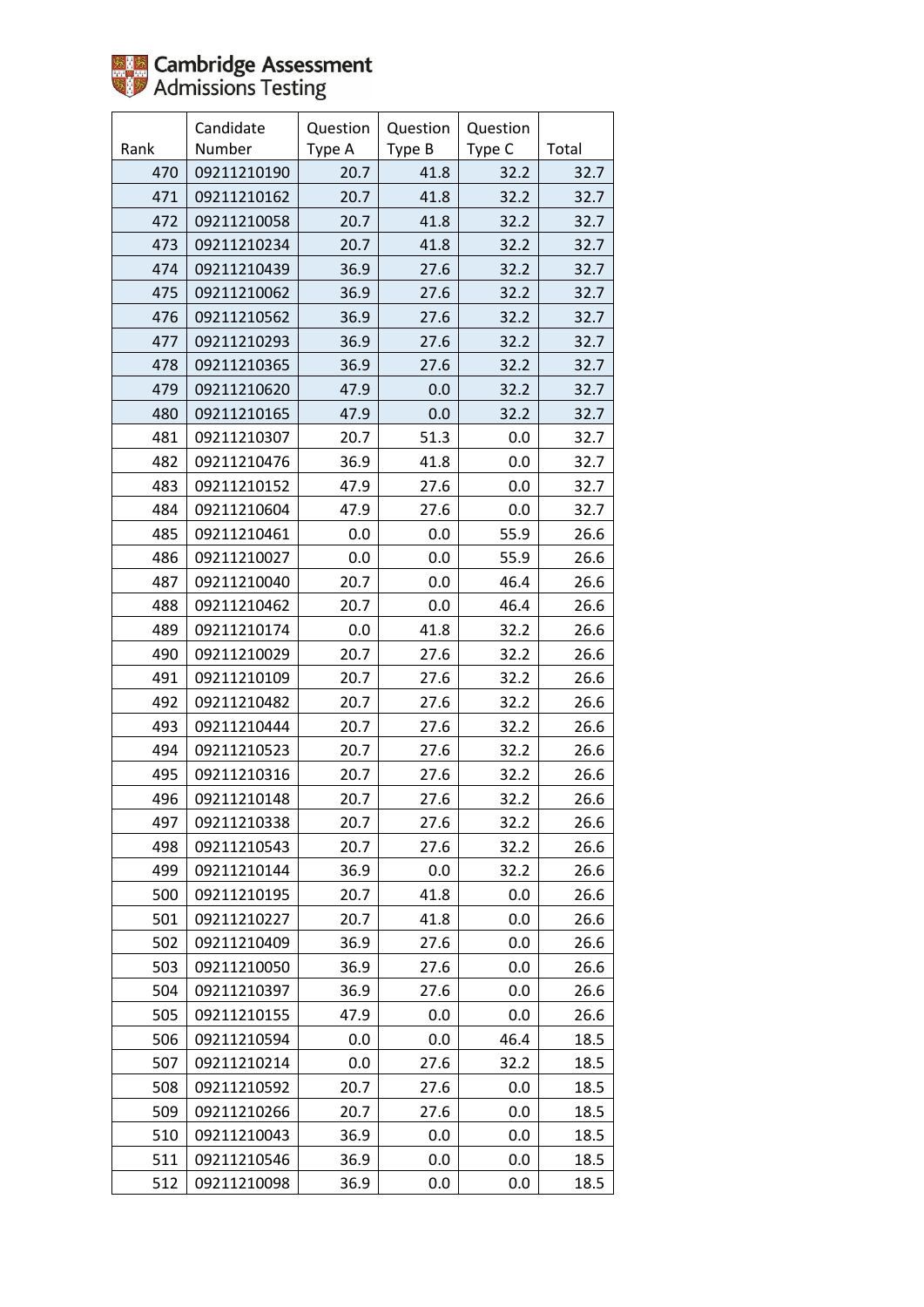| Rank | Candidate Number | Question Type A | Question Type B | Question Type C | Total |
|---|---|---|---|---|---|
| 470 | 09211210190 | 20.7 | 41.8 | 32.2 | 32.7 |
| 471 | 09211210162 | 20.7 | 41.8 | 32.2 | 32.7 |
| 472 | 09211210058 | 20.7 | 41.8 | 32.2 | 32.7 |
| 473 | 09211210234 | 20.7 | 41.8 | 32.2 | 32.7 |
| 474 | 09211210439 | 36.9 | 27.6 | 32.2 | 32.7 |
| 475 | 09211210062 | 36.9 | 27.6 | 32.2 | 32.7 |
| 476 | 09211210562 | 36.9 | 27.6 | 32.2 | 32.7 |
| 477 | 09211210293 | 36.9 | 27.6 | 32.2 | 32.7 |
| 478 | 09211210365 | 36.9 | 27.6 | 32.2 | 32.7 |
| 479 | 09211210620 | 47.9 | 0.0 | 32.2 | 32.7 |
| 480 | 09211210165 | 47.9 | 0.0 | 32.2 | 32.7 |
| 481 | 09211210307 | 20.7 | 51.3 | 0.0 | 32.7 |
| 482 | 09211210476 | 36.9 | 41.8 | 0.0 | 32.7 |
| 483 | 09211210152 | 47.9 | 27.6 | 0.0 | 32.7 |
| 484 | 09211210604 | 47.9 | 27.6 | 0.0 | 32.7 |
| 485 | 09211210461 | 0.0 | 0.0 | 55.9 | 26.6 |
| 486 | 09211210027 | 0.0 | 0.0 | 55.9 | 26.6 |
| 487 | 09211210040 | 20.7 | 0.0 | 46.4 | 26.6 |
| 488 | 09211210462 | 20.7 | 0.0 | 46.4 | 26.6 |
| 489 | 09211210174 | 0.0 | 41.8 | 32.2 | 26.6 |
| 490 | 09211210029 | 20.7 | 27.6 | 32.2 | 26.6 |
| 491 | 09211210109 | 20.7 | 27.6 | 32.2 | 26.6 |
| 492 | 09211210482 | 20.7 | 27.6 | 32.2 | 26.6 |
| 493 | 09211210444 | 20.7 | 27.6 | 32.2 | 26.6 |
| 494 | 09211210523 | 20.7 | 27.6 | 32.2 | 26.6 |
| 495 | 09211210316 | 20.7 | 27.6 | 32.2 | 26.6 |
| 496 | 09211210148 | 20.7 | 27.6 | 32.2 | 26.6 |
| 497 | 09211210338 | 20.7 | 27.6 | 32.2 | 26.6 |
| 498 | 09211210543 | 20.7 | 27.6 | 32.2 | 26.6 |
| 499 | 09211210144 | 36.9 | 0.0 | 32.2 | 26.6 |
| 500 | 09211210195 | 20.7 | 41.8 | 0.0 | 26.6 |
| 501 | 09211210227 | 20.7 | 41.8 | 0.0 | 26.6 |
| 502 | 09211210409 | 36.9 | 27.6 | 0.0 | 26.6 |
| 503 | 09211210050 | 36.9 | 27.6 | 0.0 | 26.6 |
| 504 | 09211210397 | 36.9 | 27.6 | 0.0 | 26.6 |
| 505 | 09211210155 | 47.9 | 0.0 | 0.0 | 26.6 |
| 506 | 09211210594 | 0.0 | 0.0 | 46.4 | 18.5 |
| 507 | 09211210214 | 0.0 | 27.6 | 32.2 | 18.5 |
| 508 | 09211210592 | 20.7 | 27.6 | 0.0 | 18.5 |
| 509 | 09211210266 | 20.7 | 27.6 | 0.0 | 18.5 |
| 510 | 09211210043 | 36.9 | 0.0 | 0.0 | 18.5 |
| 511 | 09211210546 | 36.9 | 0.0 | 0.0 | 18.5 |
| 512 | 09211210098 | 36.9 | 0.0 | 0.0 | 18.5 |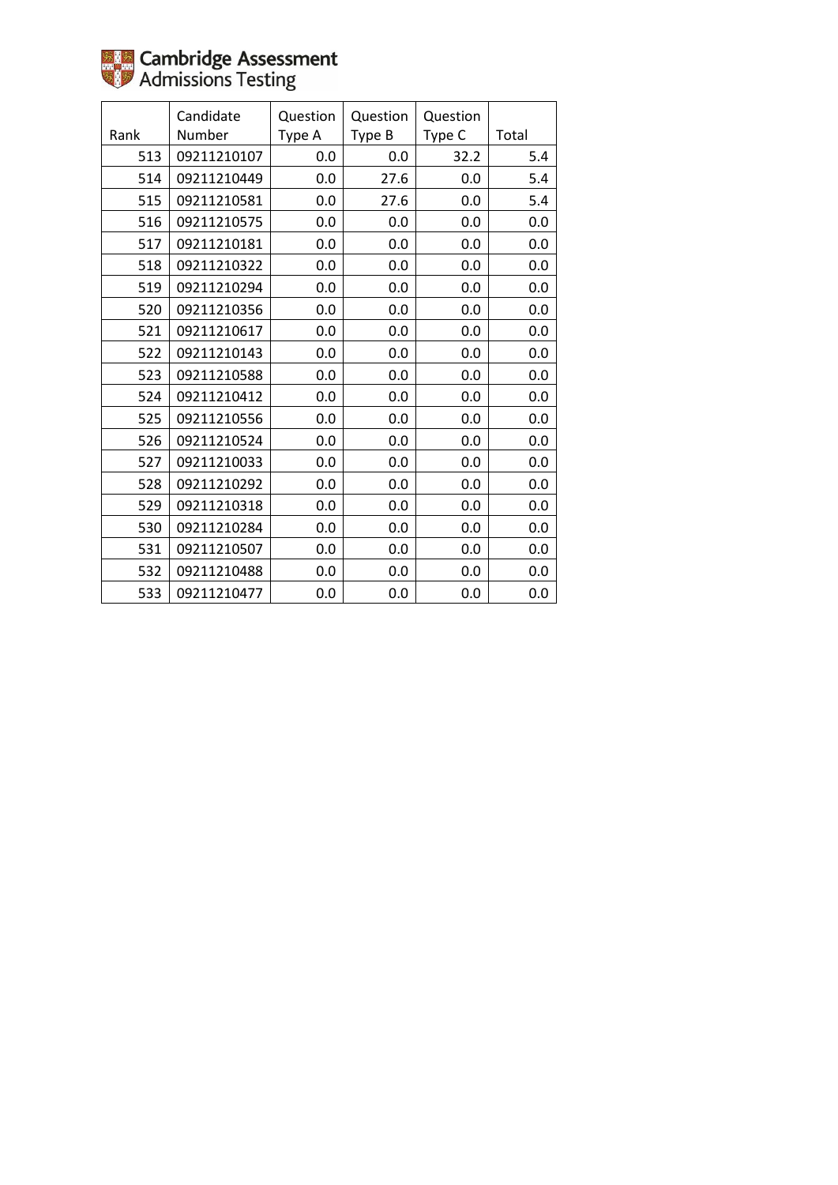Cambridge Assessment
Admissions Testing

| Rank | Candidate Number | Question Type A | Question Type B | Question Type C | Total |
|---|---|---|---|---|---|
| 513 | 09211210107 | 0.0 | 0.0 | 32.2 | 5.4 |
| 514 | 09211210449 | 0.0 | 27.6 | 0.0 | 5.4 |
| 515 | 09211210581 | 0.0 | 27.6 | 0.0 | 5.4 |
| 516 | 09211210575 | 0.0 | 0.0 | 0.0 | 0.0 |
| 517 | 09211210181 | 0.0 | 0.0 | 0.0 | 0.0 |
| 518 | 09211210322 | 0.0 | 0.0 | 0.0 | 0.0 |
| 519 | 09211210294 | 0.0 | 0.0 | 0.0 | 0.0 |
| 520 | 09211210356 | 0.0 | 0.0 | 0.0 | 0.0 |
| 521 | 09211210617 | 0.0 | 0.0 | 0.0 | 0.0 |
| 522 | 09211210143 | 0.0 | 0.0 | 0.0 | 0.0 |
| 523 | 09211210588 | 0.0 | 0.0 | 0.0 | 0.0 |
| 524 | 09211210412 | 0.0 | 0.0 | 0.0 | 0.0 |
| 525 | 09211210556 | 0.0 | 0.0 | 0.0 | 0.0 |
| 526 | 09211210524 | 0.0 | 0.0 | 0.0 | 0.0 |
| 527 | 09211210033 | 0.0 | 0.0 | 0.0 | 0.0 |
| 528 | 09211210292 | 0.0 | 0.0 | 0.0 | 0.0 |
| 529 | 09211210318 | 0.0 | 0.0 | 0.0 | 0.0 |
| 530 | 09211210284 | 0.0 | 0.0 | 0.0 | 0.0 |
| 531 | 09211210507 | 0.0 | 0.0 | 0.0 | 0.0 |
| 532 | 09211210488 | 0.0 | 0.0 | 0.0 | 0.0 |
| 533 | 09211210477 | 0.0 | 0.0 | 0.0 | 0.0 |